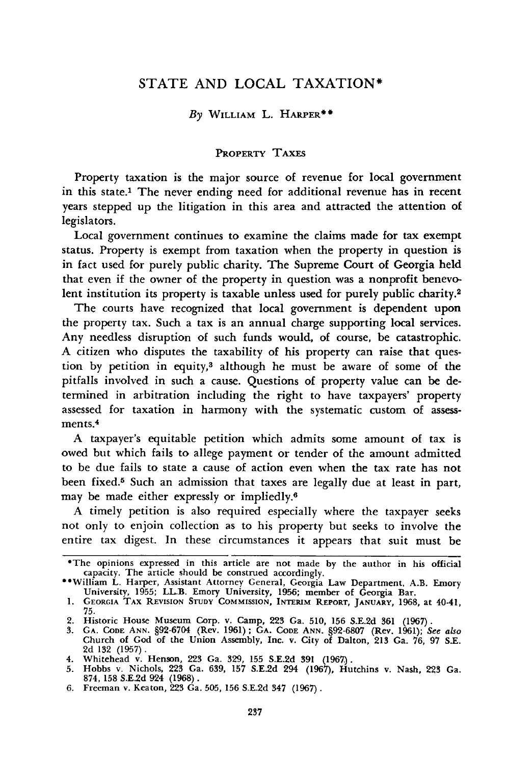# STATE AND LOCAL TAXATION*

*By* William L. Harper**

## Property Taxes

Property taxation is the major source of revenue for local government in this state.[1] The never ending need for additional revenue has in recent years stepped up the litigation in this area and attracted the attention of legislators.

Local government continues to examine the claims made for tax exempt status. Property is exempt from taxation when the property in question is in fact used for purely public charity. The Supreme Court of Georgia held that even if the owner of the property in question was a nonprofit benevolent institution its property is taxable unless used for purely public charity.[2]

The courts have recognized that local government is dependent upon the property tax. Such a tax is an annual charge supporting local services. Any needless disruption of such funds would, of course, be catastrophic. A citizen who disputes the taxability of his property can raise that question by petition in equity,[3] although he must be aware of some of the pitfalls involved in such a cause. Questions of property value can be determined in arbitration including the right to have taxpayers' property assessed for taxation in harmony with the systematic custom of assessments.[4]

A taxpayer's equitable petition which admits some amount of tax is owed but which fails to allege payment or tender of the amount admitted to be due fails to state a cause of action even when the tax rate has not been fixed.[5] Such an admission that taxes are legally due at least in part, may be made either expressly or impliedly.[6]

A timely petition is also required especially where the taxpayer seeks not only to enjoin collection as to his property but seeks to involve the entire tax digest. In these circumstances it appears that suit must be

---

*The opinions expressed in this article are not made by the author in his official capacity. The article should be construed accordingly.

**William L. Harper, Assistant Attorney General, Georgia Law Department, A.B. Emory University, 1955; LL.B. Emory University, 1956; member of Georgia Bar.

1. Georgia Tax Revision Study Commission, Interim Report, January, 1968, at 40-41, 75.
2. Historic House Museum Corp. v. Camp, 223 Ga. 510, 156 S.E.2d 361 (1967).
3. Ga. Code Ann. §92-6704 (Rev. 1961); Ga. Code Ann. §92-6807 (Rev. 1961); *See also* Church of God of the Union Assembly, Inc. v. City of Dalton, 213 Ga. 76, 97 S.E. 2d 132 (1957).
4. Whitehead v. Henson, 223 Ga. 329, 155 S.E.2d 391 (1967).
5. Hobbs v. Nichols, 223 Ga. 639, 157 S.E.2d 294 (1967), Hutchins v. Nash, 223 Ga. 874, 158 S.E.2d 924 (1968).
6. Freeman v. Keaton, 223 Ga. 505, 156 S.E.2d 347 (1967).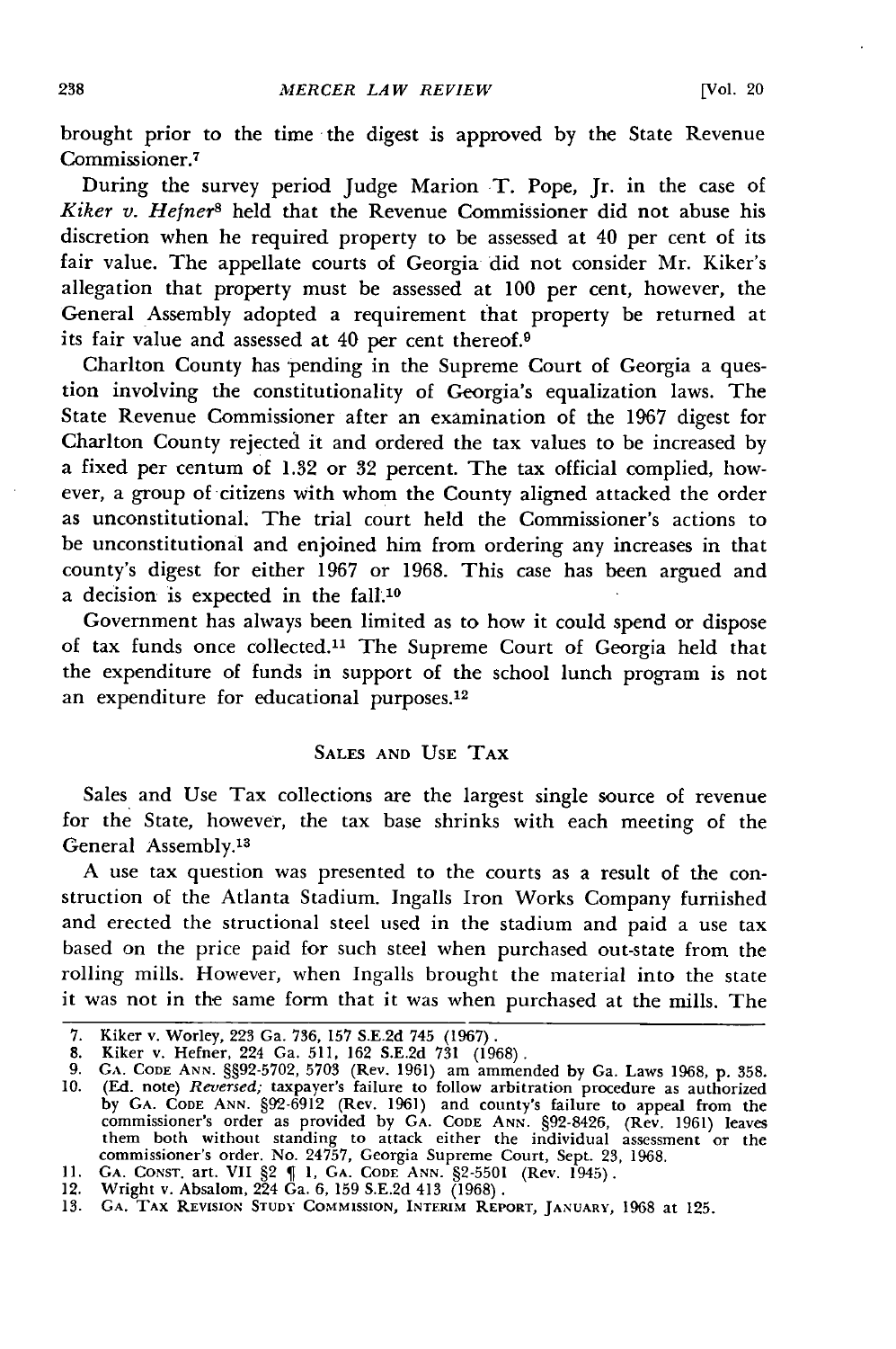brought prior to the time the digest is approved by the State Revenue Commissioner.[7]

During the survey period Judge Marion T. Pope, Jr. in the case of *Kiker v. Hefner*[8] held that the Revenue Commissioner did not abuse his discretion when he required property to be assessed at 40 per cent of its fair value. The appellate courts of Georgia did not consider Mr. Kiker's allegation that property must be assessed at 100 per cent, however, the General Assembly adopted a requirement that property be returned at its fair value and assessed at 40 per cent thereof.[9]

Charlton County has pending in the Supreme Court of Georgia a question involving the constitutionality of Georgia's equalization laws. The State Revenue Commissioner after an examination of the 1967 digest for Charlton County rejected it and ordered the tax values to be increased by a fixed per centum of 1.32 or 32 percent. The tax official complied, however, a group of citizens with whom the County aligned attacked the order as unconstitutional. The trial court held the Commissioner's actions to be unconstitutional and enjoined him from ordering any increases in that county's digest for either 1967 or 1968. This case has been argued and a decision is expected in the fall.[10]

Government has always been limited as to how it could spend or dispose of tax funds once collected.[11] The Supreme Court of Georgia held that the expenditure of funds in support of the school lunch program is not an expenditure for educational purposes.[12]

## SALES AND USE TAX

Sales and Use Tax collections are the largest single source of revenue for the State, however, the tax base shrinks with each meeting of the General Assembly.[13]

A use tax question was presented to the courts as a result of the construction of the Atlanta Stadium. Ingalls Iron Works Company furnished and erected the structional steel used in the stadium and paid a use tax based on the price paid for such steel when purchased out-state from the rolling mills. However, when Ingalls brought the material into the state it was not in the same form that it was when purchased at the mills. The

---

7. Kiker v. Worley, 223 Ga. 736, 157 S.E.2d 745 (1967).
8. Kiker v. Hefner, 224 Ga. 511, 162 S.E.2d 731 (1968).
9. GA. CODE ANN. §§92-5702, 5703 (Rev. 1961) am ammended by Ga. Laws 1968, p. 358.
10. (Ed. note) *Reversed;* taxpayer's failure to follow arbitration procedure as authorized by GA. CODE ANN. §92-6912 (Rev. 1961) and county's failure to appeal from the commissioner's order as provided by GA. CODE ANN. §92-8426, (Rev. 1961) leaves them both without standing to attack either the individual assessment or the commissioner's order. No. 24757, Georgia Supreme Court, Sept. 23, 1968.
11. GA. CONST. art. VII §2 ¶ 1, GA. CODE ANN. §2-5501 (Rev. 1945).
12. Wright v. Absalom, 224 Ga. 6, 159 S.E.2d 413 (1968).
13. GA. TAX REVISION STUDY COMMISSION, INTERIM REPORT, JANUARY, 1968 at 125.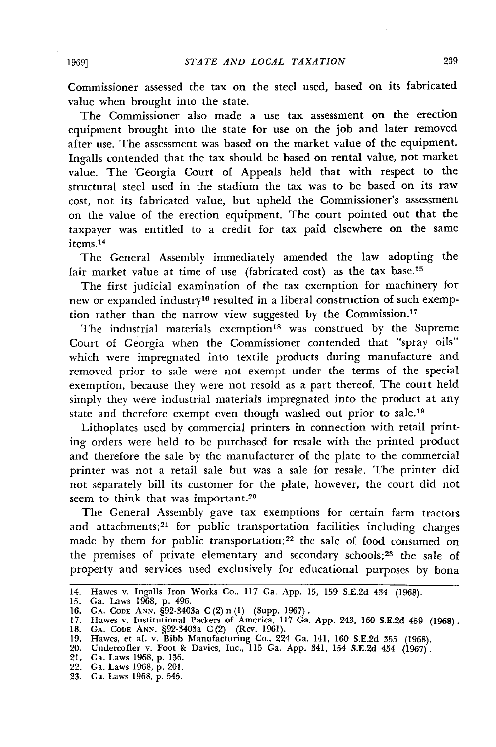Commissioner assessed the tax on the steel used, based on its fabricated value when brought into the state.

The Commissioner also made a use tax assessment on the erection equipment brought into the state for use on the job and later removed after use. The assessment was based on the market value of the equipment. Ingalls contended that the tax should be based on rental value, not market value. The Georgia Court of Appeals held that with respect to the structural steel used in the stadium the tax was to be based on its raw cost, not its fabricated value, but upheld the Commissioner's assessment on the value of the erection equipment. The court pointed out that the taxpayer was entitled to a credit for tax paid elsewhere on the same items.[14]

The General Assembly immediately amended the law adopting the fair market value at time of use (fabricated cost) as the tax base.[15]

The first judicial examination of the tax exemption for machinery for new or expanded industry[16] resulted in a liberal construction of such exemption rather than the narrow view suggested by the Commission.[17]

The industrial materials exemption[18] was construed by the Supreme Court of Georgia when the Commissioner contended that "spray oils" which were impregnated into textile products during manufacture and removed prior to sale were not exempt under the terms of the special exemption, because they were not resold as a part thereof. The court held simply they were industrial materials impregnated into the product at any state and therefore exempt even though washed out prior to sale.[19]

Lithoplates used by commercial printers in connection with retail printing orders were held to be purchased for resale with the printed product and therefore the sale by the manufacturer of the plate to the commercial printer was not a retail sale but was a sale for resale. The printer did not separately bill its customer for the plate, however, the court did not seem to think that was important.[20]

The General Assembly gave tax exemptions for certain farm tractors and attachments;[21] for public transportation facilities including charges made by them for public transportation;[22] the sale of food consumed on the premises of private elementary and secondary schools;[23] the sale of property and services used exclusively for educational purposes by bona

---

14. Hawes v. Ingalls Iron Works Co., 117 Ga. App. 15, 159 S.E.2d 434 (1968).
15. Ga. Laws 1968, p. 496.
16. GA. CODE ANN. §92-3403a C(2) n (1) (Supp. 1967).
17. Hawes v. Institutional Packers of America, 117 Ga. App. 243, 160 S.E.2d 459 (1968).
18. GA. CODE ANN. §92-3403a C(2) (Rev. 1961).
19. Hawes, et al. v. Bibb Manufacturing Co., 224 Ga. 141, 160 S.E.2d 355 (1968).
20. Undercofler v. Foot & Davies, Inc., 115 Ga. App. 341, 154 S.E.2d 454 (1967).
21. Ga. Laws 1968, p. 136.
22. Ga. Laws 1968, p. 201.
23. Ga. Laws 1968, p. 545.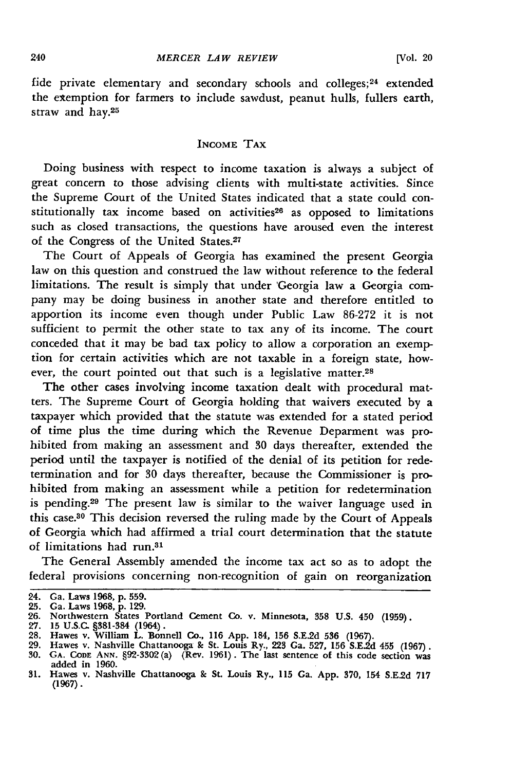fide private elementary and secondary schools and colleges;[24] extended the exemption for farmers to include sawdust, peanut hulls, fullers earth, straw and hay.[25]

## INCOME TAX

Doing business with respect to income taxation is always a subject of great concern to those advising clients with multi-state activities. Since the Supreme Court of the United States indicated that a state could constitutionally tax income based on activities[26] as opposed to limitations such as closed transactions, the questions have aroused even the interest of the Congress of the United States.[27]

The Court of Appeals of Georgia has examined the present Georgia law on this question and construed the law without reference to the federal limitations. The result is simply that under Georgia law a Georgia company may be doing business in another state and therefore entitled to apportion its income even though under Public Law 86-272 it is not sufficient to permit the other state to tax any of its income. The court conceded that it may be bad tax policy to allow a corporation an exemption for certain activities which are not taxable in a foreign state, however, the court pointed out that such is a legislative matter.[28]

The other cases involving income taxation dealt with procedural matters. The Supreme Court of Georgia holding that waivers executed by a taxpayer which provided that the statute was extended for a stated period of time plus the time during which the Revenue Depariment was prohibited from making an assessment and 30 days thereafter, extended the period until the taxpayer is notified of the denial of its petition for redetermination and for 30 days thereafter, because the Commissioner is prohibited from making an assessment while a petition for redetermination is pending.[29] The present law is similar to the waiver language used in this case.[30] This decision reversed the ruling made by the Court of Appeals of Georgia which had affirmed a trial court determination that the statute of limitations had run.[31]

The General Assembly amended the income tax act so as to adopt the federal provisions concerning non-recognition of gain on reorganization

---

24. Ga. Laws 1968, p. 559.
25. Ga. Laws 1968, p. 129.
26. Northwestern States Portland Cement Co. v. Minnesota, 358 U.S. 450 (1959).
27. 15 U.S.C. §381-384 (1964).
28. Hawes v. William L. Bonnell Co., 116 App. 184, 156 S.E.2d 536 (1967).
29. Hawes v. Nashville Chattanooga & St. Louis Ry., 223 Ga. 527, 156 S.E.2d 455 (1967).
30. GA. CODE ANN. §92-3302(a) (Rev. 1961). The last sentence of this code section was added in 1960.
31. Hawes v. Nashville Chattanooga & St. Louis Ry., 115 Ga. App. 370, 154 S.E.2d 717 (1967).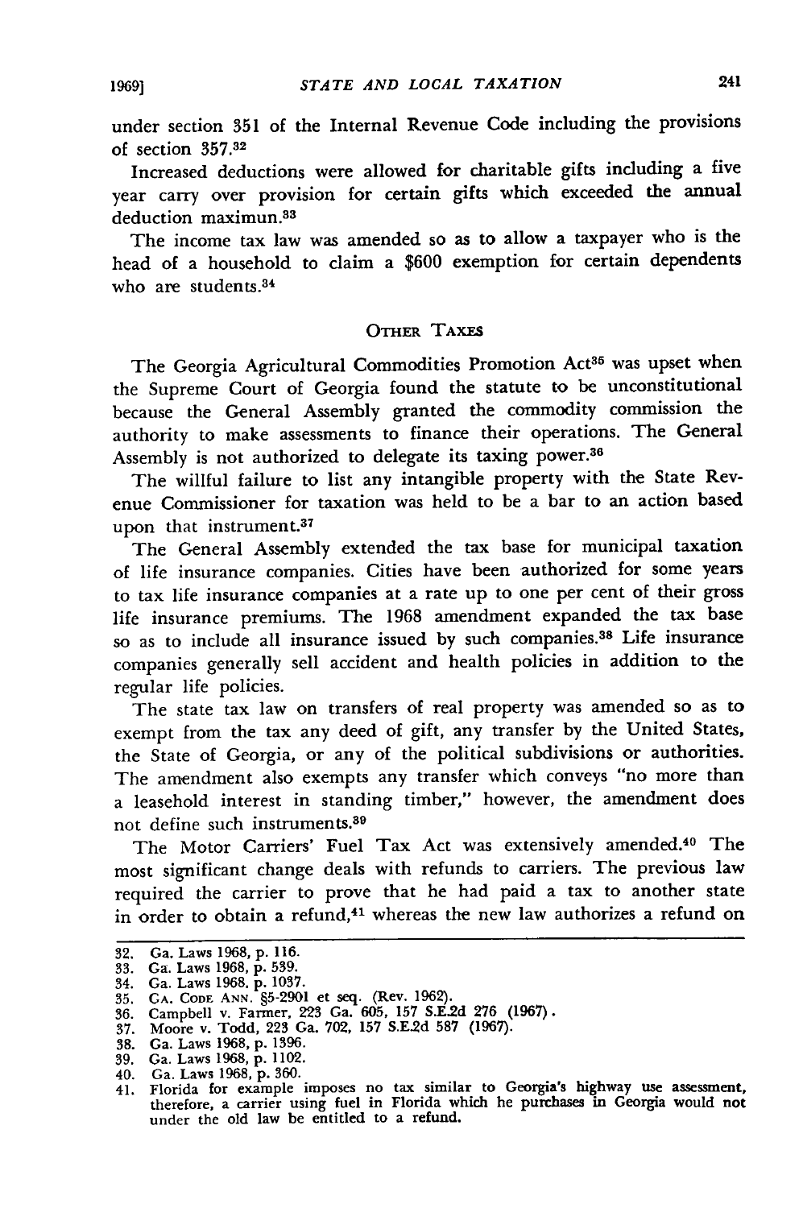under section 351 of the Internal Revenue Code including the provisions of section 357.[32]

Increased deductions were allowed for charitable gifts including a five year carry over provision for certain gifts which exceeded the annual deduction maximun.[33]

The income tax law was amended so as to allow a taxpayer who is the head of a household to claim a $600 exemption for certain dependents who are students.[34]

## OTHER TAXES

The Georgia Agricultural Commodities Promotion Act[35] was upset when the Supreme Court of Georgia found the statute to be unconstitutional because the General Assembly granted the commodity commission the authority to make assessments to finance their operations. The General Assembly is not authorized to delegate its taxing power.[36]

The willful failure to list any intangible property with the State Revenue Commissioner for taxation was held to be a bar to an action based upon that instrument.[37]

The General Assembly extended the tax base for municipal taxation of life insurance companies. Cities have been authorized for some years to tax life insurance companies at a rate up to one per cent of their gross life insurance premiums. The 1968 amendment expanded the tax base so as to include all insurance issued by such companies.[38] Life insurance companies generally sell accident and health policies in addition to the regular life policies.

The state tax law on transfers of real property was amended so as to exempt from the tax any deed of gift, any transfer by the United States, the State of Georgia, or any of the political subdivisions or authorities. The amendment also exempts any transfer which conveys "no more than a leasehold interest in standing timber," however, the amendment does not define such instruments.[39]

The Motor Carriers' Fuel Tax Act was extensively amended.[40] The most significant change deals with refunds to carriers. The previous law required the carrier to prove that he had paid a tax to another state in order to obtain a refund,[41] whereas the new law authorizes a refund on

---

32. Ga. Laws 1968, p. 116.
33. Ga. Laws 1968, p. 539.
34. Ga. Laws 1968, p. 1037.
35. GA. CODE ANN. §5-2901 et seq. (Rev. 1962).
36. Campbell v. Farmer, 223 Ga. 605, 157 S.E.2d 276 (1967).
37. Moore v. Todd, 223 Ga. 702, 157 S.E.2d 587 (1967).
38. Ga. Laws 1968, p. 1396.
39. Ga. Laws 1968, p. 1102.
40. Ga. Laws 1968, p. 360.
41. Florida for example imposes no tax similar to Georgia's highway use assessment, therefore, a carrier using fuel in Florida which he purchases in Georgia would not under the old law be entitled to a refund.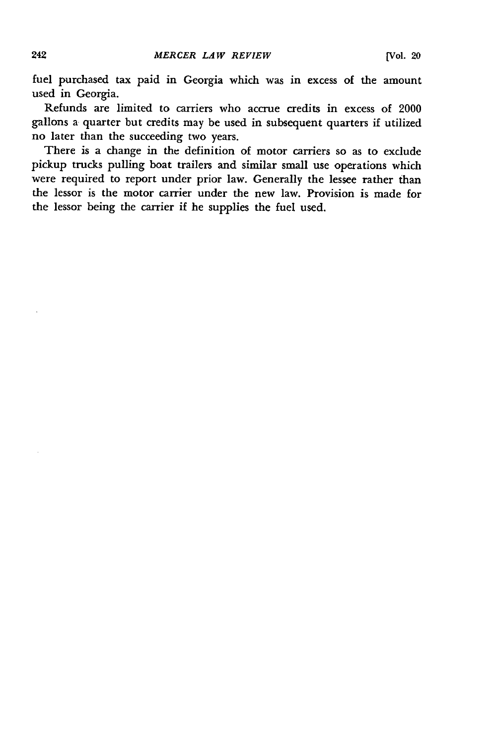fuel purchased tax paid in Georgia which was in excess of the amount used in Georgia.

Refunds are limited to carriers who accrue credits in excess of 2000 gallons a quarter but credits may be used in subsequent quarters if utilized no later than the succeeding two years.

There is a change in the definition of motor carriers so as to exclude pickup trucks pulling boat trailers and similar small use operations which were required to report under prior law. Generally the lessee rather than the lessor is the motor carrier under the new law. Provision is made for the lessor being the carrier if he supplies the fuel used.